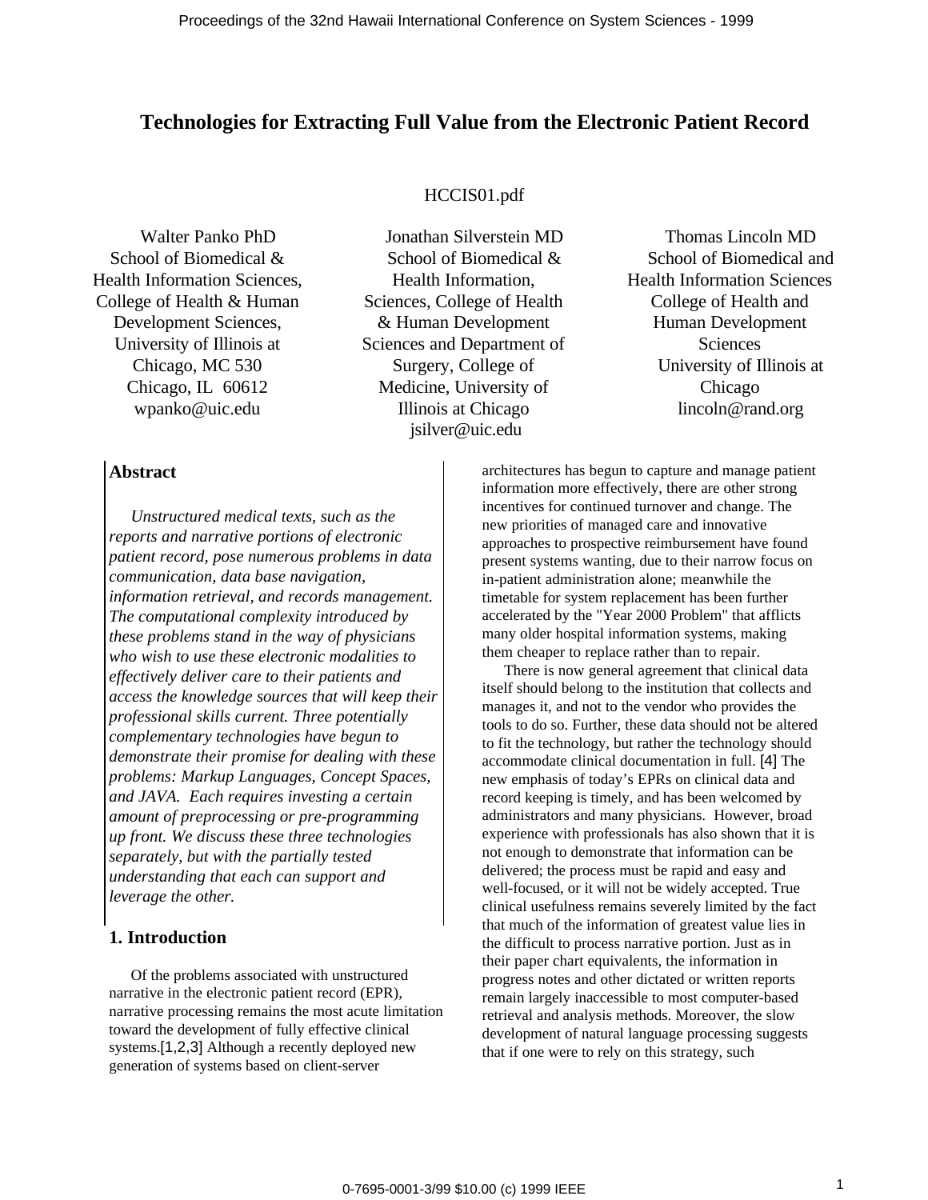# Technologies for Extracting Full Value from the Electronic Patient Record

HCCIS01.pdf

Walter Panko PhD
School of Biomedical & Health Information Sciences, College of Health & Human Development Sciences, University of Illinois at Chicago, MC 530
Chicago, IL 60612
wpanko@uic.edu

Jonathan Silverstein MD
School of Biomedical & Health Information, Sciences, College of Health & Human Development Sciences and Department of Surgery, College of Medicine, University of Illinois at Chicago
jsilver@uic.edu

Thomas Lincoln MD
School of Biomedical and Health Information Sciences College of Health and Human Development Sciences
University of Illinois at Chicago
lincoln@rand.org

## Abstract

*Unstructured medical texts, such as the reports and narrative portions of electronic patient record, pose numerous problems in data communication, data base navigation, information retrieval, and records management. The computational complexity introduced by these problems stand in the way of physicians who wish to use these electronic modalities to effectively deliver care to their patients and access the knowledge sources that will keep their professional skills current. Three potentially complementary technologies have begun to demonstrate their promise for dealing with these problems: Markup Languages, Concept Spaces, and JAVA. Each requires investing a certain amount of preprocessing or pre-programming up front. We discuss these three technologies separately, but with the partially tested understanding that each can support and leverage the other.*

## 1. Introduction

Of the problems associated with unstructured narrative in the electronic patient record (EPR), narrative processing remains the most acute limitation toward the development of fully effective clinical systems.[1,2,3] Although a recently deployed new generation of systems based on client-server architectures has begun to capture and manage patient information more effectively, there are other strong incentives for continued turnover and change. The new priorities of managed care and innovative approaches to prospective reimbursement have found present systems wanting, due to their narrow focus on in-patient administration alone; meanwhile the timetable for system replacement has been further accelerated by the "Year 2000 Problem" that afflicts many older hospital information systems, making them cheaper to replace rather than to repair.

There is now general agreement that clinical data itself should belong to the institution that collects and manages it, and not to the vendor who provides the tools to do so. Further, these data should not be altered to fit the technology, but rather the technology should accommodate clinical documentation in full. [4] The new emphasis of today's EPRs on clinical data and record keeping is timely, and has been welcomed by administrators and many physicians. However, broad experience with professionals has also shown that it is not enough to demonstrate that information can be delivered; the process must be rapid and easy and well-focused, or it will not be widely accepted. True clinical usefulness remains severely limited by the fact that much of the information of greatest value lies in the difficult to process narrative portion. Just as in their paper chart equivalents, the information in progress notes and other dictated or written reports remain largely inaccessible to most computer-based retrieval and analysis methods. Moreover, the slow development of natural language processing suggests that if one were to rely on this strategy, such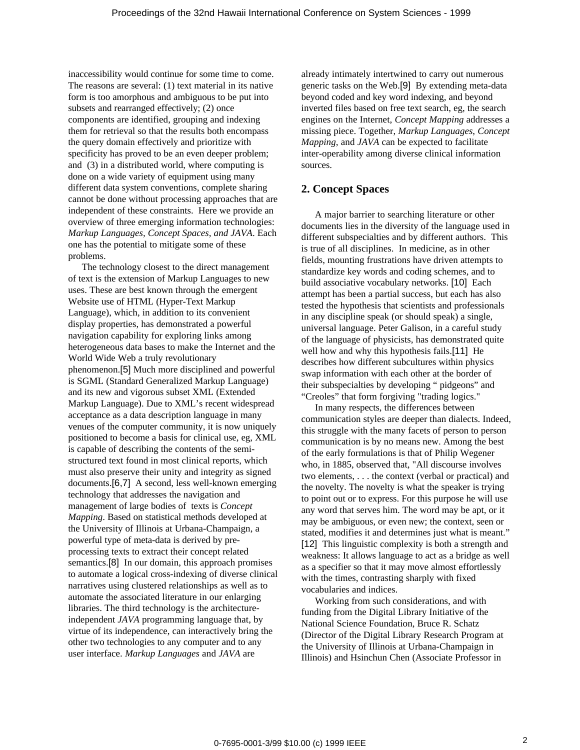inaccessibility would continue for some time to come. The reasons are several: (1) text material in its native form is too amorphous and ambiguous to be put into subsets and rearranged effectively; (2) once components are identified, grouping and indexing them for retrieval so that the results both encompass the query domain effectively and prioritize with specificity has proved to be an even deeper problem; and (3) in a distributed world, where computing is done on a wide variety of equipment using many different data system conventions, complete sharing cannot be done without processing approaches that are independent of these constraints. Here we provide an overview of three emerging information technologies: *Markup Languages, Concept Spaces, and JAVA*. Each one has the potential to mitigate some of these problems.

The technology closest to the direct management of text is the extension of Markup Languages to new uses. These are best known through the emergent Website use of HTML (Hyper-Text Markup Language), which, in addition to its convenient display properties, has demonstrated a powerful navigation capability for exploring links among heterogeneous data bases to make the Internet and the World Wide Web a truly revolutionary phenomenon.[5] Much more disciplined and powerful is SGML (Standard Generalized Markup Language) and its new and vigorous subset XML (Extended Markup Language). Due to XML's recent widespread acceptance as a data description language in many venues of the computer community, it is now uniquely positioned to become a basis for clinical use, eg, XML is capable of describing the contents of the semi-structured text found in most clinical reports, which must also preserve their unity and integrity as signed documents.[6,7] A second, less well-known emerging technology that addresses the navigation and management of large bodies of texts is *Concept Mapping*. Based on statistical methods developed at the University of Illinois at Urbana-Champaign, a powerful type of meta-data is derived by pre-processing texts to extract their concept related semantics.[8] In our domain, this approach promises to automate a logical cross-indexing of diverse clinical narratives using clustered relationships as well as to automate the associated literature in our enlarging libraries. The third technology is the architecture-independent *JAVA* programming language that, by virtue of its independence, can interactively bring the other two technologies to any computer and to any user interface. *Markup Languages* and *JAVA* are already intimately intertwined to carry out numerous generic tasks on the Web.[9] By extending meta-data beyond coded and key word indexing, and beyond inverted files based on free text search, eg, the search engines on the Internet, *Concept Mapping* addresses a missing piece. Together, *Markup Languages*, *Concept Mapping*, and *JAVA* can be expected to facilitate inter-operability among diverse clinical information sources.

## 2. Concept Spaces

A major barrier to searching literature or other documents lies in the diversity of the language used in different subspecialties and by different authors. This is true of all disciplines. In medicine, as in other fields, mounting frustrations have driven attempts to standardize key words and coding schemes, and to build associative vocabulary networks. [10] Each attempt has been a partial success, but each has also tested the hypothesis that scientists and professionals in any discipline speak (or should speak) a single, universal language. Peter Galison, in a careful study of the language of physicists, has demonstrated quite well how and why this hypothesis fails.[11] He describes how different subcultures within physics swap information with each other at the border of their subspecialties by developing " pidgeons" and "Creoles" that form forgiving "trading logics."

In many respects, the differences between communication styles are deeper than dialects. Indeed, this struggle with the many facets of person to person communication is by no means new. Among the best of the early formulations is that of Philip Wegener who, in 1885, observed that, "All discourse involves two elements, . . . the context (verbal or practical) and the novelty. The novelty is what the speaker is trying to point out or to express. For this purpose he will use any word that serves him. The word may be apt, or it may be ambiguous, or even new; the context, seen or stated, modifies it and determines just what is meant." [12] This linguistic complexity is both a strength and weakness: It allows language to act as a bridge as well as a specifier so that it may move almost effortlessly with the times, contrasting sharply with fixed vocabularies and indices.

Working from such considerations, and with funding from the Digital Library Initiative of the National Science Foundation, Bruce R. Schatz (Director of the Digital Library Research Program at the University of Illinois at Urbana-Champaign in Illinois) and Hsinchun Chen (Associate Professor in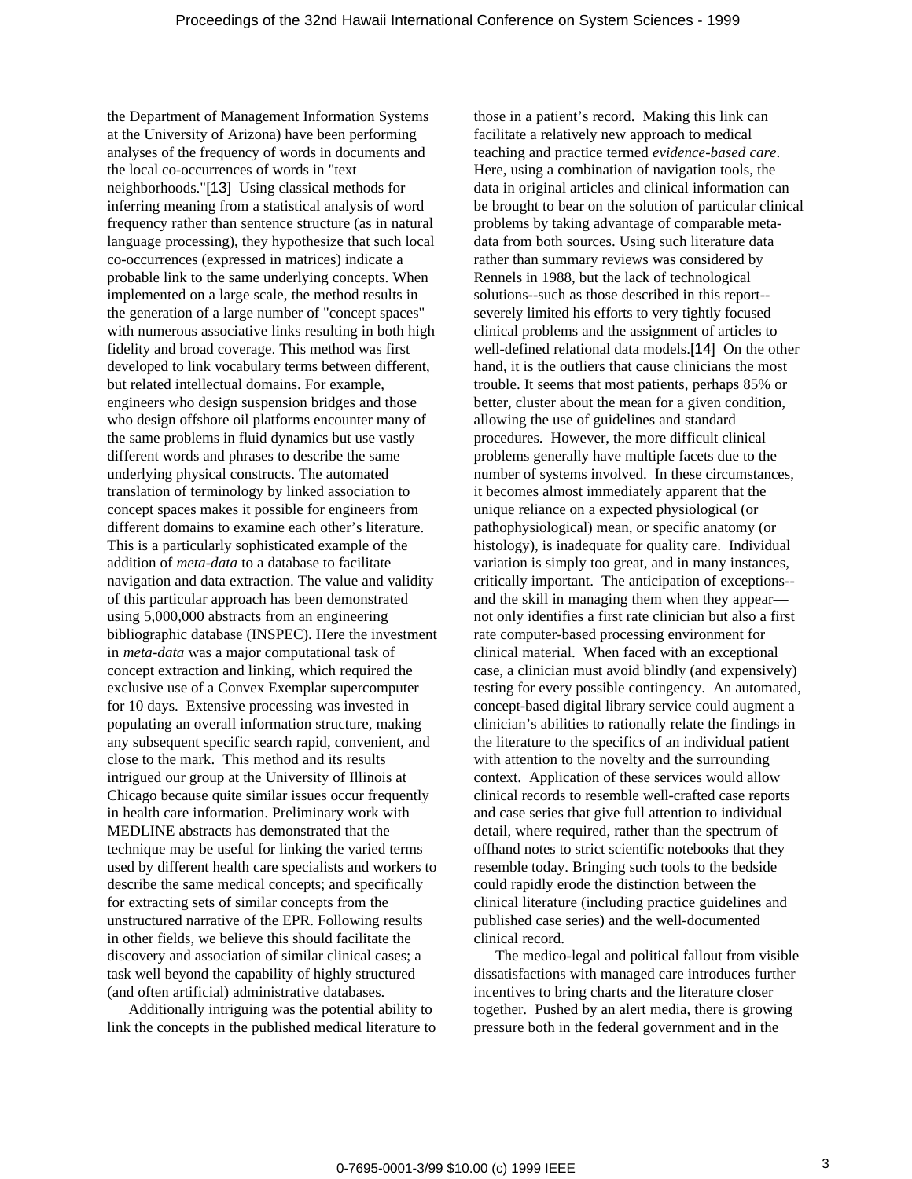the Department of Management Information Systems at the University of Arizona) have been performing analyses of the frequency of words in documents and the local co-occurrences of words in "text neighborhoods."[13] Using classical methods for inferring meaning from a statistical analysis of word frequency rather than sentence structure (as in natural language processing), they hypothesize that such local co-occurrences (expressed in matrices) indicate a probable link to the same underlying concepts. When implemented on a large scale, the method results in the generation of a large number of "concept spaces" with numerous associative links resulting in both high fidelity and broad coverage. This method was first developed to link vocabulary terms between different, but related intellectual domains. For example, engineers who design suspension bridges and those who design offshore oil platforms encounter many of the same problems in fluid dynamics but use vastly different words and phrases to describe the same underlying physical constructs. The automated translation of terminology by linked association to concept spaces makes it possible for engineers from different domains to examine each other's literature. This is a particularly sophisticated example of the addition of *meta-data* to a database to facilitate navigation and data extraction. The value and validity of this particular approach has been demonstrated using 5,000,000 abstracts from an engineering bibliographic database (INSPEC). Here the investment in *meta-data* was a major computational task of concept extraction and linking, which required the exclusive use of a Convex Exemplar supercomputer for 10 days. Extensive processing was invested in populating an overall information structure, making any subsequent specific search rapid, convenient, and close to the mark. This method and its results intrigued our group at the University of Illinois at Chicago because quite similar issues occur frequently in health care information. Preliminary work with MEDLINE abstracts has demonstrated that the technique may be useful for linking the varied terms used by different health care specialists and workers to describe the same medical concepts; and specifically for extracting sets of similar concepts from the unstructured narrative of the EPR. Following results in other fields, we believe this should facilitate the discovery and association of similar clinical cases; a task well beyond the capability of highly structured (and often artificial) administrative databases.

Additionally intriguing was the potential ability to link the concepts in the published medical literature to those in a patient's record. Making this link can facilitate a relatively new approach to medical teaching and practice termed *evidence-based care*. Here, using a combination of navigation tools, the data in original articles and clinical information can be brought to bear on the solution of particular clinical problems by taking advantage of comparable meta-data from both sources. Using such literature data rather than summary reviews was considered by Rennels in 1988, but the lack of technological solutions--such as those described in this report--severely limited his efforts to very tightly focused clinical problems and the assignment of articles to well-defined relational data models.[14] On the other hand, it is the outliers that cause clinicians the most trouble. It seems that most patients, perhaps 85% or better, cluster about the mean for a given condition, allowing the use of guidelines and standard procedures. However, the more difficult clinical problems generally have multiple facets due to the number of systems involved. In these circumstances, it becomes almost immediately apparent that the unique reliance on a expected physiological (or pathophysiological) mean, or specific anatomy (or histology), is inadequate for quality care. Individual variation is simply too great, and in many instances, critically important. The anticipation of exceptions--and the skill in managing them when they appear—not only identifies a first rate clinician but also a first rate computer-based processing environment for clinical material. When faced with an exceptional case, a clinician must avoid blindly (and expensively) testing for every possible contingency. An automated, concept-based digital library service could augment a clinician's abilities to rationally relate the findings in the literature to the specifics of an individual patient with attention to the novelty and the surrounding context. Application of these services would allow clinical records to resemble well-crafted case reports and case series that give full attention to individual detail, where required, rather than the spectrum of offhand notes to strict scientific notebooks that they resemble today. Bringing such tools to the bedside could rapidly erode the distinction between the clinical literature (including practice guidelines and published case series) and the well-documented clinical record.

The medico-legal and political fallout from visible dissatisfactions with managed care introduces further incentives to bring charts and the literature closer together. Pushed by an alert media, there is growing pressure both in the federal government and in the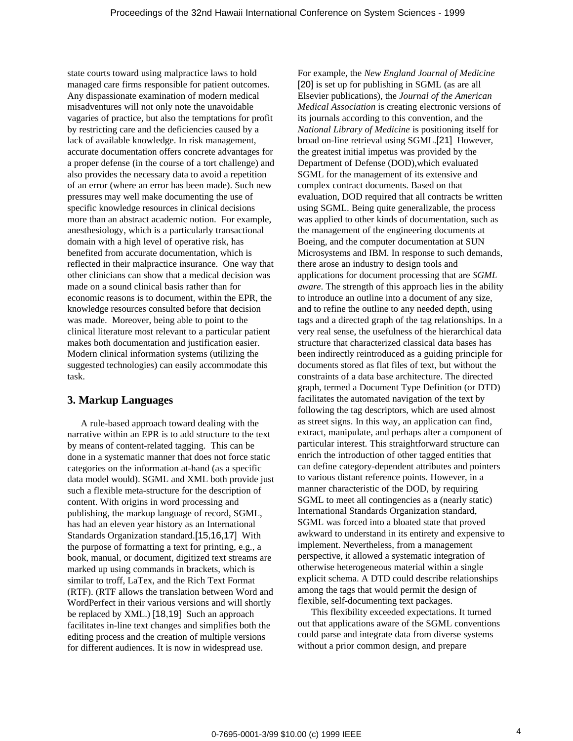state courts toward using malpractice laws to hold managed care firms responsible for patient outcomes. Any dispassionate examination of modern medical misadventures will not only note the unavoidable vagaries of practice, but also the temptations for profit by restricting care and the deficiencies caused by a lack of available knowledge. In risk management, accurate documentation offers concrete advantages for a proper defense (in the course of a tort challenge) and also provides the necessary data to avoid a repetition of an error (where an error has been made). Such new pressures may well make documenting the use of specific knowledge resources in clinical decisions more than an abstract academic notion. For example, anesthesiology, which is a particularly transactional domain with a high level of operative risk, has benefited from accurate documentation, which is reflected in their malpractice insurance. One way that other clinicians can show that a medical decision was made on a sound clinical basis rather than for economic reasons is to document, within the EPR, the knowledge resources consulted before that decision was made. Moreover, being able to point to the clinical literature most relevant to a particular patient makes both documentation and justification easier. Modern clinical information systems (utilizing the suggested technologies) can easily accommodate this task.

## 3. Markup Languages

A rule-based approach toward dealing with the narrative within an EPR is to add structure to the text by means of content-related tagging. This can be done in a systematic manner that does not force static categories on the information at-hand (as a specific data model would). SGML and XML both provide just such a flexible meta-structure for the description of content. With origins in word processing and publishing, the markup language of record, SGML, has had an eleven year history as an International Standards Organization standard.[15,16,17] With the purpose of formatting a text for printing, e.g., a book, manual, or document, digitized text streams are marked up using commands in brackets, which is similar to troff, LaTex, and the Rich Text Format (RTF). (RTF allows the translation between Word and WordPerfect in their various versions and will shortly be replaced by XML.) [18,19] Such an approach facilitates in-line text changes and simplifies both the editing process and the creation of multiple versions for different audiences. It is now in widespread use. For example, the *New England Journal of Medicine* [20] is set up for publishing in SGML (as are all Elsevier publications), the *Journal of the American Medical Association* is creating electronic versions of its journals according to this convention, and the *National Library of Medicine* is positioning itself for broad on-line retrieval using SGML.[21] However, the greatest initial impetus was provided by the Department of Defense (DOD),which evaluated SGML for the management of its extensive and complex contract documents. Based on that evaluation, DOD required that all contracts be written using SGML. Being quite generalizable, the process was applied to other kinds of documentation, such as the management of the engineering documents at Boeing, and the computer documentation at SUN Microsystems and IBM. In response to such demands, there arose an industry to design tools and applications for document processing that are *SGML aware*. The strength of this approach lies in the ability to introduce an outline into a document of any size, and to refine the outline to any needed depth, using tags and a directed graph of the tag relationships. In a very real sense, the usefulness of the hierarchical data structure that characterized classical data bases has been indirectly reintroduced as a guiding principle for documents stored as flat files of text, but without the constraints of a data base architecture. The directed graph, termed a Document Type Definition (or DTD) facilitates the automated navigation of the text by following the tag descriptors, which are used almost as street signs. In this way, an application can find, extract, manipulate, and perhaps alter a component of particular interest. This straightforward structure can enrich the introduction of other tagged entities that can define category-dependent attributes and pointers to various distant reference points. However, in a manner characteristic of the DOD, by requiring SGML to meet all contingencies as a (nearly static) International Standards Organization standard, SGML was forced into a bloated state that proved awkward to understand in its entirety and expensive to implement. Nevertheless, from a management perspective, it allowed a systematic integration of otherwise heterogeneous material within a single explicit schema. A DTD could describe relationships among the tags that would permit the design of flexible, self-documenting text packages.

This flexibility exceeded expectations. It turned out that applications aware of the SGML conventions could parse and integrate data from diverse systems without a prior common design, and prepare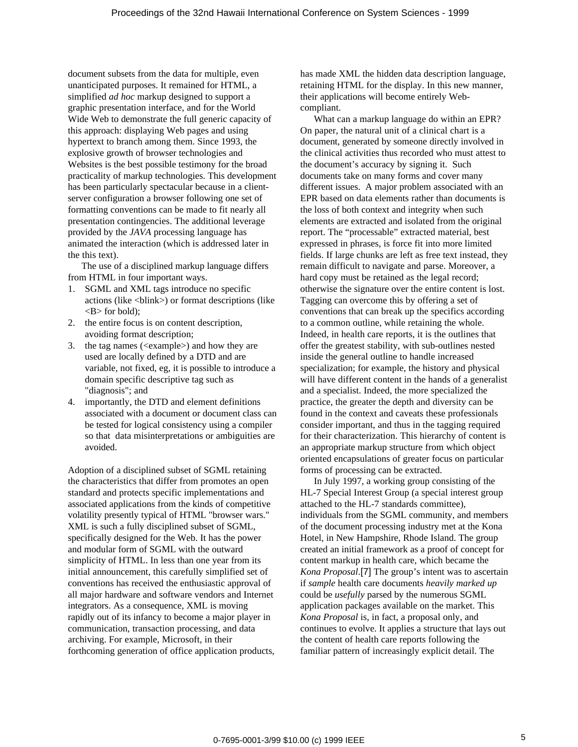document subsets from the data for multiple, even unanticipated purposes. It remained for HTML, a simplified *ad hoc* markup designed to support a graphic presentation interface, and for the World Wide Web to demonstrate the full generic capacity of this approach: displaying Web pages and using hypertext to branch among them. Since 1993, the explosive growth of browser technologies and Websites is the best possible testimony for the broad practicality of markup technologies. This development has been particularly spectacular because in a client-server configuration a browser following one set of formatting conventions can be made to fit nearly all presentation contingencies. The additional leverage provided by the *JAVA* processing language has animated the interaction (which is addressed later in the this text).

The use of a disciplined markup language differs from HTML in four important ways.

1. SGML and XML tags introduce no specific actions (like <blink>) or format descriptions (like <B> for bold);
2. the entire focus is on content description, avoiding format description;
3. the tag names (<example>) and how they are used are locally defined by a DTD and are variable, not fixed, eg, it is possible to introduce a domain specific descriptive tag such as "diagnosis"; and
4. importantly, the DTD and element definitions associated with a document or document class can be tested for logical consistency using a compiler so that data misinterpretations or ambiguities are avoided.

Adoption of a disciplined subset of SGML retaining the characteristics that differ from promotes an open standard and protects specific implementations and associated applications from the kinds of competitive volatility presently typical of HTML "browser wars." XML is such a fully disciplined subset of SGML, specifically designed for the Web. It has the power and modular form of SGML with the outward simplicity of HTML. In less than one year from its initial announcement, this carefully simplified set of conventions has received the enthusiastic approval of all major hardware and software vendors and Internet integrators. As a consequence, XML is moving rapidly out of its infancy to become a major player in communication, transaction processing, and data archiving. For example, Microsoft, in their forthcoming generation of office application products, has made XML the hidden data description language, retaining HTML for the display. In this new manner, their applications will become entirely Web-compliant.

What can a markup language do within an EPR? On paper, the natural unit of a clinical chart is a document, generated by someone directly involved in the clinical activities thus recorded who must attest to the document's accuracy by signing it. Such documents take on many forms and cover many different issues. A major problem associated with an EPR based on data elements rather than documents is the loss of both context and integrity when such elements are extracted and isolated from the original report. The "processable" extracted material, best expressed in phrases, is force fit into more limited fields. If large chunks are left as free text instead, they remain difficult to navigate and parse. Moreover, a hard copy must be retained as the legal record; otherwise the signature over the entire content is lost. Tagging can overcome this by offering a set of conventions that can break up the specifics according to a common outline, while retaining the whole. Indeed, in health care reports, it is the outlines that offer the greatest stability, with sub-outlines nested inside the general outline to handle increased specialization; for example, the history and physical will have different content in the hands of a generalist and a specialist. Indeed, the more specialized the practice, the greater the depth and diversity can be found in the context and caveats these professionals consider important, and thus in the tagging required for their characterization. This hierarchy of content is an appropriate markup structure from which object oriented encapsulations of greater focus on particular forms of processing can be extracted.

In July 1997, a working group consisting of the HL-7 Special Interest Group (a special interest group attached to the HL-7 standards committee), individuals from the SGML community, and members of the document processing industry met at the Kona Hotel, in New Hampshire, Rhode Island. The group created an initial framework as a proof of concept for content markup in health care, which became the *Kona Proposal*.[7] The group's intent was to ascertain if *sample* health care documents *heavily marked up* could be *usefully* parsed by the numerous SGML application packages available on the market. This *Kona Proposal* is, in fact, a proposal only, and continues to evolve. It applies a structure that lays out the content of health care reports following the familiar pattern of increasingly explicit detail. The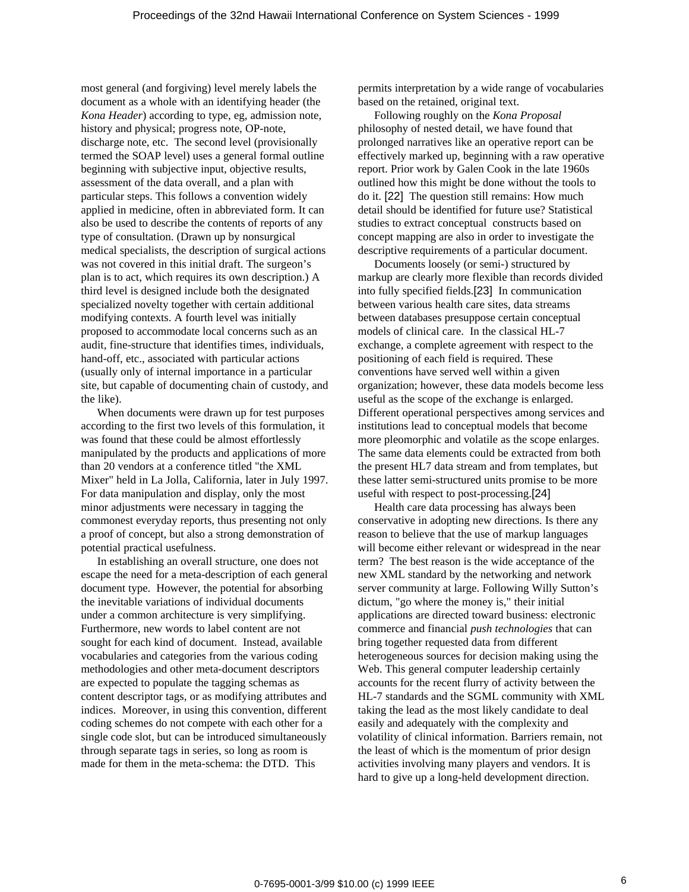most general (and forgiving) level merely labels the document as a whole with an identifying header (the *Kona Header*) according to type, eg, admission note, history and physical; progress note, OP-note, discharge note, etc. The second level (provisionally termed the SOAP level) uses a general formal outline beginning with subjective input, objective results, assessment of the data overall, and a plan with particular steps. This follows a convention widely applied in medicine, often in abbreviated form. It can also be used to describe the contents of reports of any type of consultation. (Drawn up by nonsurgical medical specialists, the description of surgical actions was not covered in this initial draft. The surgeon's plan is to act, which requires its own description.) A third level is designed include both the designated specialized novelty together with certain additional modifying contexts. A fourth level was initially proposed to accommodate local concerns such as an audit, fine-structure that identifies times, individuals, hand-off, etc., associated with particular actions (usually only of internal importance in a particular site, but capable of documenting chain of custody, and the like).

When documents were drawn up for test purposes according to the first two levels of this formulation, it was found that these could be almost effortlessly manipulated by the products and applications of more than 20 vendors at a conference titled "the XML Mixer" held in La Jolla, California, later in July 1997. For data manipulation and display, only the most minor adjustments were necessary in tagging the commonest everyday reports, thus presenting not only a proof of concept, but also a strong demonstration of potential practical usefulness.

In establishing an overall structure, one does not escape the need for a meta-description of each general document type. However, the potential for absorbing the inevitable variations of individual documents under a common architecture is very simplifying. Furthermore, new words to label content are not sought for each kind of document. Instead, available vocabularies and categories from the various coding methodologies and other meta-document descriptors are expected to populate the tagging schemas as content descriptor tags, or as modifying attributes and indices. Moreover, in using this convention, different coding schemes do not compete with each other for a single code slot, but can be introduced simultaneously through separate tags in series, so long as room is made for them in the meta-schema: the DTD. This permits interpretation by a wide range of vocabularies based on the retained, original text.

Following roughly on the *Kona Proposal* philosophy of nested detail, we have found that prolonged narratives like an operative report can be effectively marked up, beginning with a raw operative report. Prior work by Galen Cook in the late 1960s outlined how this might be done without the tools to do it. [22] The question still remains: How much detail should be identified for future use? Statistical studies to extract conceptual constructs based on concept mapping are also in order to investigate the descriptive requirements of a particular document.

Documents loosely (or semi-) structured by markup are clearly more flexible than records divided into fully specified fields.[23] In communication between various health care sites, data streams between databases presuppose certain conceptual models of clinical care. In the classical HL-7 exchange, a complete agreement with respect to the positioning of each field is required. These conventions have served well within a given organization; however, these data models become less useful as the scope of the exchange is enlarged. Different operational perspectives among services and institutions lead to conceptual models that become more pleomorphic and volatile as the scope enlarges. The same data elements could be extracted from both the present HL7 data stream and from templates, but these latter semi-structured units promise to be more useful with respect to post-processing.[24]

Health care data processing has always been conservative in adopting new directions. Is there any reason to believe that the use of markup languages will become either relevant or widespread in the near term? The best reason is the wide acceptance of the new XML standard by the networking and network server community at large. Following Willy Sutton's dictum, "go where the money is," their initial applications are directed toward business: electronic commerce and financial *push technologies* that can bring together requested data from different heterogeneous sources for decision making using the Web. This general computer leadership certainly accounts for the recent flurry of activity between the HL-7 standards and the SGML community with XML taking the lead as the most likely candidate to deal easily and adequately with the complexity and volatility of clinical information. Barriers remain, not the least of which is the momentum of prior design activities involving many players and vendors. It is hard to give up a long-held development direction.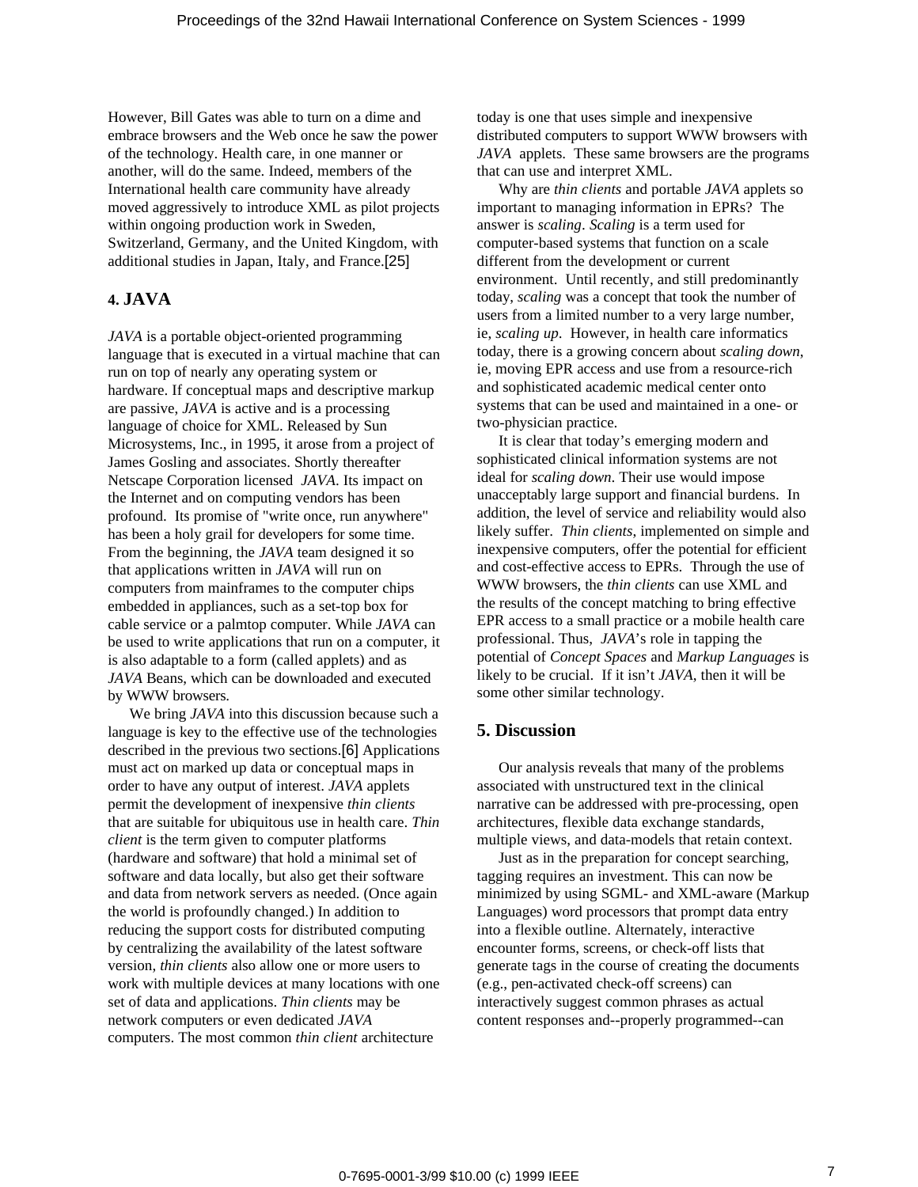However, Bill Gates was able to turn on a dime and embrace browsers and the Web once he saw the power of the technology. Health care, in one manner or another, will do the same. Indeed, members of the International health care community have already moved aggressively to introduce XML as pilot projects within ongoing production work in Sweden, Switzerland, Germany, and the United Kingdom, with additional studies in Japan, Italy, and France.[25]

## 4. JAVA

*JAVA* is a portable object-oriented programming language that is executed in a virtual machine that can run on top of nearly any operating system or hardware. If conceptual maps and descriptive markup are passive, *JAVA* is active and is a processing language of choice for XML. Released by Sun Microsystems, Inc., in 1995, it arose from a project of James Gosling and associates. Shortly thereafter Netscape Corporation licensed *JAVA*. Its impact on the Internet and on computing vendors has been profound. Its promise of "write once, run anywhere" has been a holy grail for developers for some time. From the beginning, the *JAVA* team designed it so that applications written in *JAVA* will run on computers from mainframes to the computer chips embedded in appliances, such as a set-top box for cable service or a palmtop computer. While *JAVA* can be used to write applications that run on a computer, it is also adaptable to a form (called applets) and as *JAVA* Beans, which can be downloaded and executed by WWW browsers.

We bring *JAVA* into this discussion because such a language is key to the effective use of the technologies described in the previous two sections.[6] Applications must act on marked up data or conceptual maps in order to have any output of interest. *JAVA* applets permit the development of inexpensive *thin clients* that are suitable for ubiquitous use in health care. *Thin client* is the term given to computer platforms (hardware and software) that hold a minimal set of software and data locally, but also get their software and data from network servers as needed. (Once again the world is profoundly changed.) In addition to reducing the support costs for distributed computing by centralizing the availability of the latest software version, *thin clients* also allow one or more users to work with multiple devices at many locations with one set of data and applications. *Thin clients* may be network computers or even dedicated *JAVA* computers. The most common *thin client* architecture today is one that uses simple and inexpensive distributed computers to support WWW browsers with *JAVA* applets. These same browsers are the programs that can use and interpret XML.

Why are *thin clients* and portable *JAVA* applets so important to managing information in EPRs? The answer is *scaling*. *Scaling* is a term used for computer-based systems that function on a scale different from the development or current environment. Until recently, and still predominantly today, *scaling* was a concept that took the number of users from a limited number to a very large number, ie, *scaling up*. However, in health care informatics today, there is a growing concern about *scaling down*, ie, moving EPR access and use from a resource-rich and sophisticated academic medical center onto systems that can be used and maintained in a one- or two-physician practice.

It is clear that today's emerging modern and sophisticated clinical information systems are not ideal for *scaling down*. Their use would impose unacceptably large support and financial burdens. In addition, the level of service and reliability would also likely suffer. *Thin clients*, implemented on simple and inexpensive computers, offer the potential for efficient and cost-effective access to EPRs. Through the use of WWW browsers, the *thin clients* can use XML and the results of the concept matching to bring effective EPR access to a small practice or a mobile health care professional. Thus, *JAVA*'s role in tapping the potential of *Concept Spaces* and *Markup Languages* is likely to be crucial. If it isn't *JAVA*, then it will be some other similar technology.

## 5. Discussion

Our analysis reveals that many of the problems associated with unstructured text in the clinical narrative can be addressed with pre-processing, open architectures, flexible data exchange standards, multiple views, and data-models that retain context.

Just as in the preparation for concept searching, tagging requires an investment. This can now be minimized by using SGML- and XML-aware (Markup Languages) word processors that prompt data entry into a flexible outline. Alternately, interactive encounter forms, screens, or check-off lists that generate tags in the course of creating the documents (e.g., pen-activated check-off screens) can interactively suggest common phrases as actual content responses and--properly programmed--can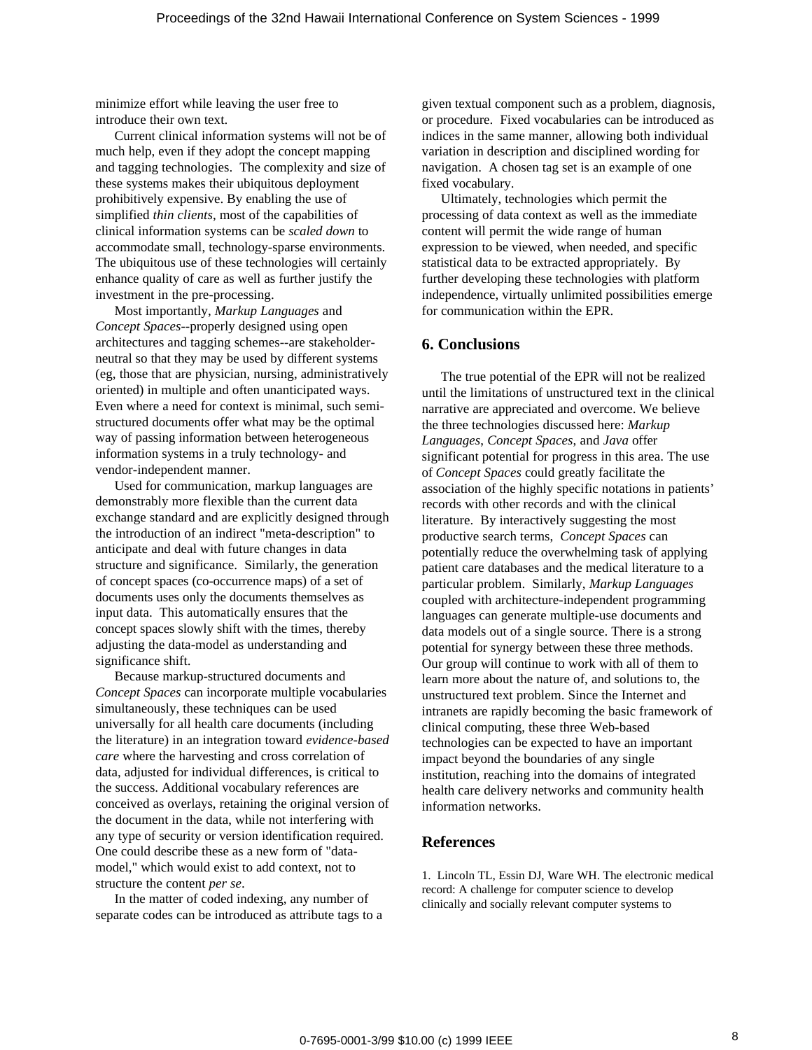minimize effort while leaving the user free to introduce their own text.

Current clinical information systems will not be of much help, even if they adopt the concept mapping and tagging technologies. The complexity and size of these systems makes their ubiquitous deployment prohibitively expensive. By enabling the use of simplified *thin clients*, most of the capabilities of clinical information systems can be *scaled down* to accommodate small, technology-sparse environments. The ubiquitous use of these technologies will certainly enhance quality of care as well as further justify the investment in the pre-processing.

Most importantly, *Markup Languages* and *Concept Spaces*--properly designed using open architectures and tagging schemes--are stakeholder-neutral so that they may be used by different systems (eg, those that are physician, nursing, administratively oriented) in multiple and often unanticipated ways. Even where a need for context is minimal, such semi-structured documents offer what may be the optimal way of passing information between heterogeneous information systems in a truly technology- and vendor-independent manner.

Used for communication, markup languages are demonstrably more flexible than the current data exchange standard and are explicitly designed through the introduction of an indirect "meta-description" to anticipate and deal with future changes in data structure and significance. Similarly, the generation of concept spaces (co-occurrence maps) of a set of documents uses only the documents themselves as input data. This automatically ensures that the concept spaces slowly shift with the times, thereby adjusting the data-model as understanding and significance shift.

Because markup-structured documents and *Concept Spaces* can incorporate multiple vocabularies simultaneously, these techniques can be used universally for all health care documents (including the literature) in an integration toward *evidence-based care* where the harvesting and cross correlation of data, adjusted for individual differences, is critical to the success. Additional vocabulary references are conceived as overlays, retaining the original version of the document in the data, while not interfering with any type of security or version identification required. One could describe these as a new form of "data-model," which would exist to add context, not to structure the content *per se*.

In the matter of coded indexing, any number of separate codes can be introduced as attribute tags to a given textual component such as a problem, diagnosis, or procedure. Fixed vocabularies can be introduced as indices in the same manner, allowing both individual variation in description and disciplined wording for navigation. A chosen tag set is an example of one fixed vocabulary.

Ultimately, technologies which permit the processing of data context as well as the immediate content will permit the wide range of human expression to be viewed, when needed, and specific statistical data to be extracted appropriately. By further developing these technologies with platform independence, virtually unlimited possibilities emerge for communication within the EPR.

## 6. Conclusions

The true potential of the EPR will not be realized until the limitations of unstructured text in the clinical narrative are appreciated and overcome. We believe the three technologies discussed here: *Markup Languages*, *Concept Spaces*, and *Java* offer significant potential for progress in this area. The use of *Concept Spaces* could greatly facilitate the association of the highly specific notations in patients' records with other records and with the clinical literature. By interactively suggesting the most productive search terms, *Concept Spaces* can potentially reduce the overwhelming task of applying patient care databases and the medical literature to a particular problem. Similarly, *Markup Languages* coupled with architecture-independent programming languages can generate multiple-use documents and data models out of a single source. There is a strong potential for synergy between these three methods. Our group will continue to work with all of them to learn more about the nature of, and solutions to, the unstructured text problem. Since the Internet and intranets are rapidly becoming the basic framework of clinical computing, these three Web-based technologies can be expected to have an important impact beyond the boundaries of any single institution, reaching into the domains of integrated health care delivery networks and community health information networks.

## References

1. Lincoln TL, Essin DJ, Ware WH. The electronic medical record: A challenge for computer science to develop clinically and socially relevant computer systems to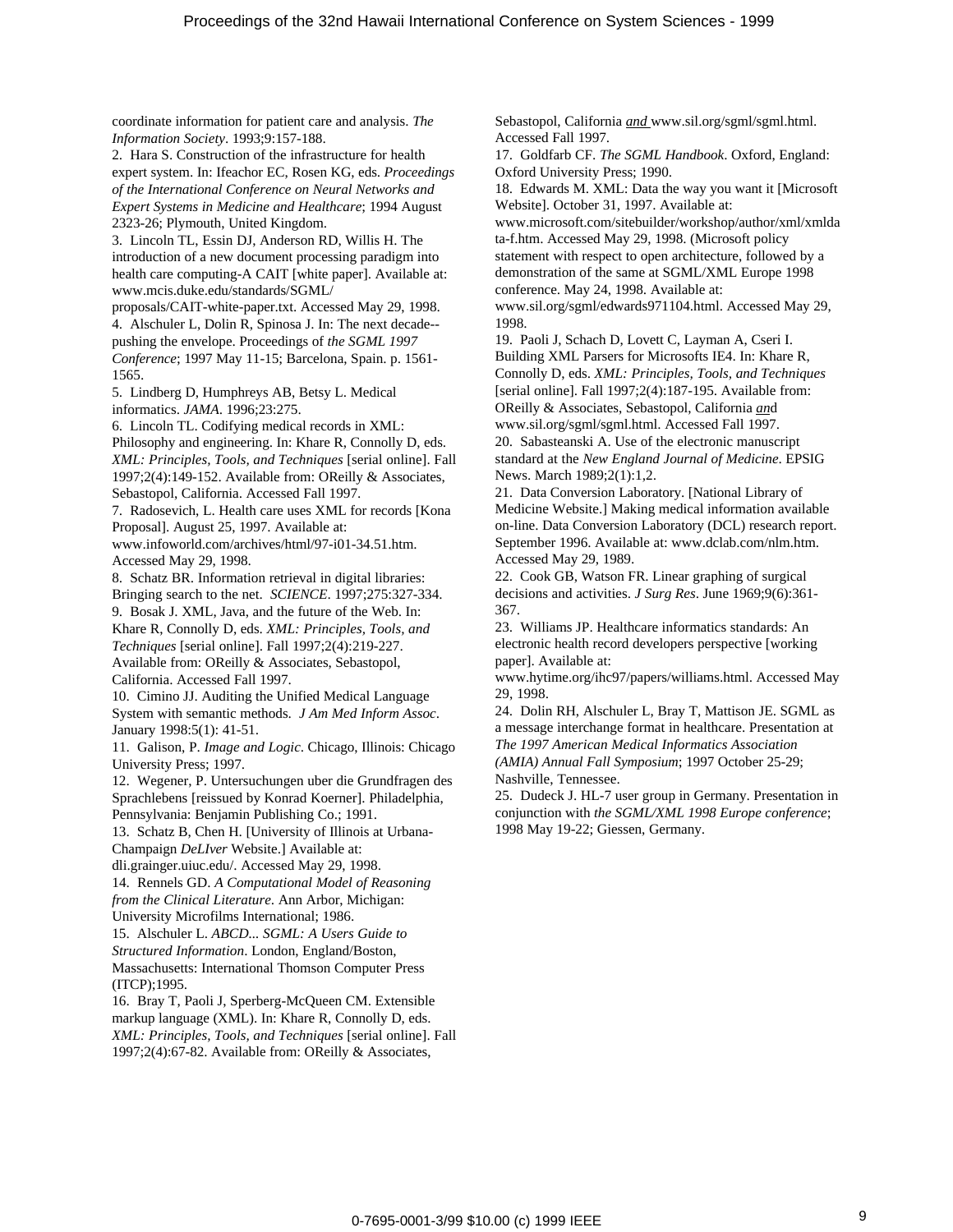coordinate information for patient care and analysis. *The Information Society*. 1993;9:157-188.

2. Hara S. Construction of the infrastructure for health expert system. In: Ifeachor EC, Rosen KG, eds. *Proceedings of the International Conference on Neural Networks and Expert Systems in Medicine and Healthcare*; 1994 August 2323-26; Plymouth, United Kingdom.

3. Lincoln TL, Essin DJ, Anderson RD, Willis H. The introduction of a new document processing paradigm into health care computing-A CAIT [white paper]. Available at: www.mcis.duke.edu/standards/SGML/proposals/CAIT-white-paper.txt. Accessed May 29, 1998.

4. Alschuler L, Dolin R, Spinosa J. In: The next decade--pushing the envelope. Proceedings of *the SGML 1997 Conference*; 1997 May 11-15; Barcelona, Spain. p. 1561-1565.

5. Lindberg D, Humphreys AB, Betsy L. Medical informatics. *JAMA*. 1996;23:275.

6. Lincoln TL. Codifying medical records in XML: Philosophy and engineering. In: Khare R, Connolly D, eds. *XML: Principles, Tools, and Techniques* [serial online]. Fall 1997;2(4):149-152. Available from: OReilly & Associates, Sebastopol, California. Accessed Fall 1997.

7. Radosevich, L. Health care uses XML for records [Kona Proposal]. August 25, 1997. Available at: www.infoworld.com/archives/html/97-i01-34.51.htm. Accessed May 29, 1998.

8. Schatz BR. Information retrieval in digital libraries: Bringing search to the net. *SCIENCE*. 1997;275:327-334.

9. Bosak J. XML, Java, and the future of the Web. In: Khare R, Connolly D, eds. *XML: Principles, Tools, and Techniques* [serial online]. Fall 1997;2(4):219-227. Available from: OReilly & Associates, Sebastopol, California. Accessed Fall 1997.

10. Cimino JJ. Auditing the Unified Medical Language System with semantic methods. *J Am Med Inform Assoc*. January 1998:5(1): 41-51.

11. Galison, P. *Image and Logic*. Chicago, Illinois: Chicago University Press; 1997.

12. Wegener, P. Untersuchungen uber die Grundfragen des Sprachlebens [reissued by Konrad Koerner]. Philadelphia, Pennsylvania: Benjamin Publishing Co.; 1991.

13. Schatz B, Chen H. [University of Illinois at Urbana-Champaign *DeLIver* Website.] Available at: dli.grainger.uiuc.edu/. Accessed May 29, 1998.

14. Rennels GD. *A Computational Model of Reasoning from the Clinical Literature*. Ann Arbor, Michigan: University Microfilms International; 1986.

15. Alschuler L. *ABCD... SGML: A Users Guide to Structured Information*. London, England/Boston, Massachusetts: International Thomson Computer Press (ITCP);1995.

16. Bray T, Paoli J, Sperberg-McQueen CM. Extensible markup language (XML). In: Khare R, Connolly D, eds. *XML: Principles, Tools, and Techniques* [serial online]. Fall 1997;2(4):67-82. Available from: OReilly & Associates, Sebastopol, California *and* www.sil.org/sgml/sgml.html. Accessed Fall 1997.

17. Goldfarb CF. *The SGML Handbook*. Oxford, England: Oxford University Press; 1990.

18. Edwards M. XML: Data the way you want it [Microsoft Website]. October 31, 1997. Available at: www.microsoft.com/sitebuilder/workshop/author/xml/xmldata-f.htm. Accessed May 29, 1998. (Microsoft policy statement with respect to open architecture, followed by a demonstration of the same at SGML/XML Europe 1998 conference. May 24, 1998. Available at: www.sil.org/sgml/edwards971104.html. Accessed May 29, 1998.

19. Paoli J, Schach D, Lovett C, Layman A, Cseri I. Building XML Parsers for Microsofts IE4. In: Khare R, Connolly D, eds. *XML: Principles, Tools, and Techniques* [serial online]. Fall 1997;2(4):187-195. Available from: OReilly & Associates, Sebastopol, California *and* www.sil.org/sgml/sgml.html. Accessed Fall 1997.

20. Sabasteanski A. Use of the electronic manuscript standard at the *New England Journal of Medicine*. EPSIG News. March 1989;2(1):1,2.

21. Data Conversion Laboratory. [National Library of Medicine Website.] Making medical information available on-line. Data Conversion Laboratory (DCL) research report. September 1996. Available at: www.dclab.com/nlm.htm. Accessed May 29, 1989.

22. Cook GB, Watson FR. Linear graphing of surgical decisions and activities. *J Surg Res*. June 1969;9(6):361-367.

23. Williams JP. Healthcare informatics standards: An electronic health record developers perspective [working paper]. Available at: www.hytime.org/ihc97/papers/williams.html. Accessed May 29, 1998.

24. Dolin RH, Alschuler L, Bray T, Mattison JE. SGML as a message interchange format in healthcare. Presentation at *The 1997 American Medical Informatics Association (AMIA) Annual Fall Symposium*; 1997 October 25-29; Nashville, Tennessee.

25. Dudeck J. HL-7 user group in Germany. Presentation in conjunction with *the SGML/XML 1998 Europe conference*; 1998 May 19-22; Giessen, Germany.